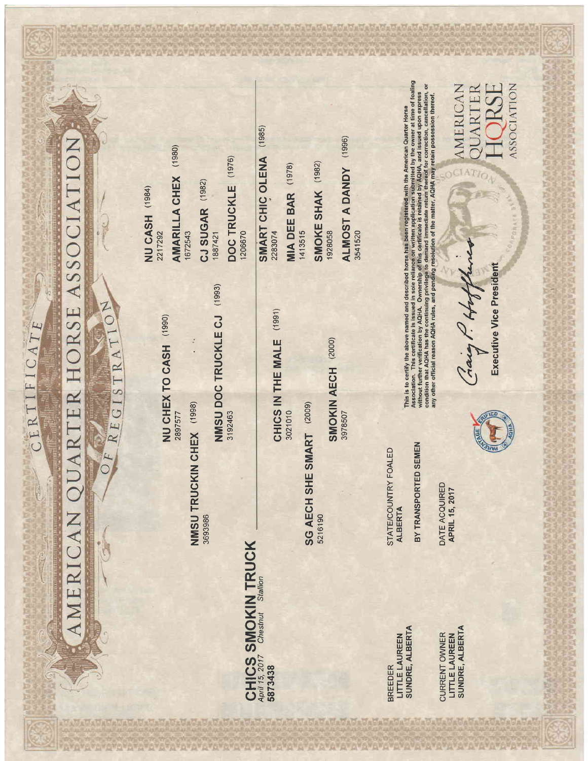# AMERICAN QUARTER HORSE ASSOCIATION

## CERTIFICATE OF REGISTRATION

**CHICS SMOKIN TRUCK**
*April 15, 2017* *Chestnut* *Stallion*
**5873438**

### Pedigree

**Sire: NMSU TRUCKIN CHEX (1998)** 3693986

- **NU CHEX TO CASH (1990)** 2897577
  - **NU CASH (1984)** 2217292
  - **AMARILLA CHEX (1980)** 1672543
- **NMSU DOC TRUCKLE CJ (1993)** 3192463
  - **CJ SUGAR (1982)** 1887421
  - **DOC TRUCKLE (1976)** 1206670

**Dam: SG AECH SHE SMART (2009)** 5216190

- **CHICS IN THE MALE (1991)** 3021010
  - **SMART CHIC OLENA (1985)** 2283074
  - **MIA DEE BAR (1978)** 1413515
- **SMOKIN AECH (2000)** 3978507
  - **SMOKE SHAK (1982)** 1928058
  - **ALMOST A DANDY (1996)** 3541520

BREEDER
LITTLE LAUREEN
SUNDRE, ALBERTA

STATE/COUNTRY FOALED
ALBERTA

BY TRANSPORTED SEMEN

CURRENT OWNER
LITTLE LAUREEN
SUNDRE, ALBERTA

DATE ACQUIRED
APRIL 15, 2017

PARENTAGE VERIFIED AQHA

This is to certify the above named and described horse has been registered with the American Quarter Horse Association. This certificate is issued in sole reliance on written application submitted by the owner at time of foaling without further verification by AQHA. Ownership of this certificate is retained by AQHA, and issued upon express condition that AQHA has the continuing privilege to demand immediate return thereof for correction, cancellation, or any other official reason AQHA rules, and pending resolution of the matter, AQHA may retain possession thereof.

Craig P. Huffhines
Executive Vice President

AMERICAN QUARTER HORSE ASSOCIATION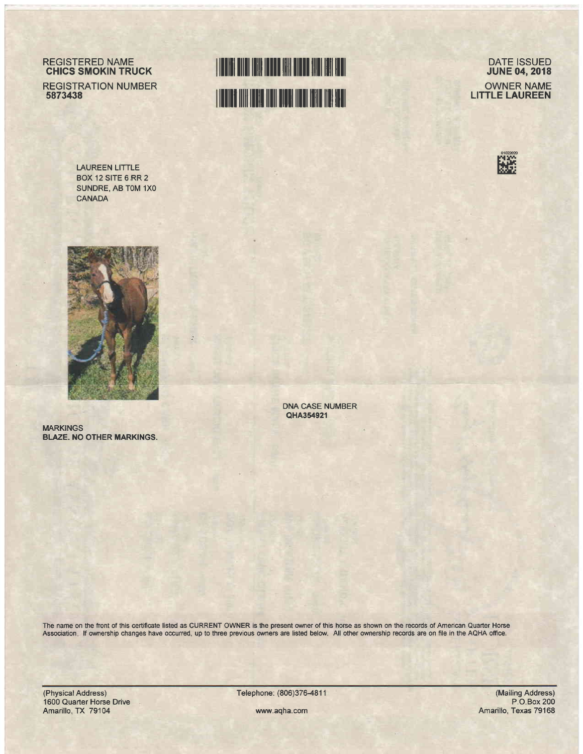REGISTERED NAME
**CHICS SMOKIN TRUCK**

REGISTRATION NUMBER
**5873438**

DATE ISSUED
**JUNE 04, 2018**

OWNER NAME
**LITTLE LAUREEN**

LAUREEN LITTLE
BOX 12 SITE 6 RR 2
SUNDRE, AB T0M 1X0
CANADA

DNA CASE NUMBER
**QHA354921**

MARKINGS
**BLAZE. NO OTHER MARKINGS.**

The name on the front of this certificate listed as CURRENT OWNER is the present owner of this horse as shown on the records of American Quarter Horse Association. If ownership changes have occurred, up to three previous owners are listed below. All other ownership records are on file in the AQHA office.

(Physical Address)
1600 Quarter Horse Drive
Amarillo, TX 79104

Telephone: (806)376-4811
www.aqha.com

(Mailing Address)
P.O.Box 200
Amarillo, Texas 79168